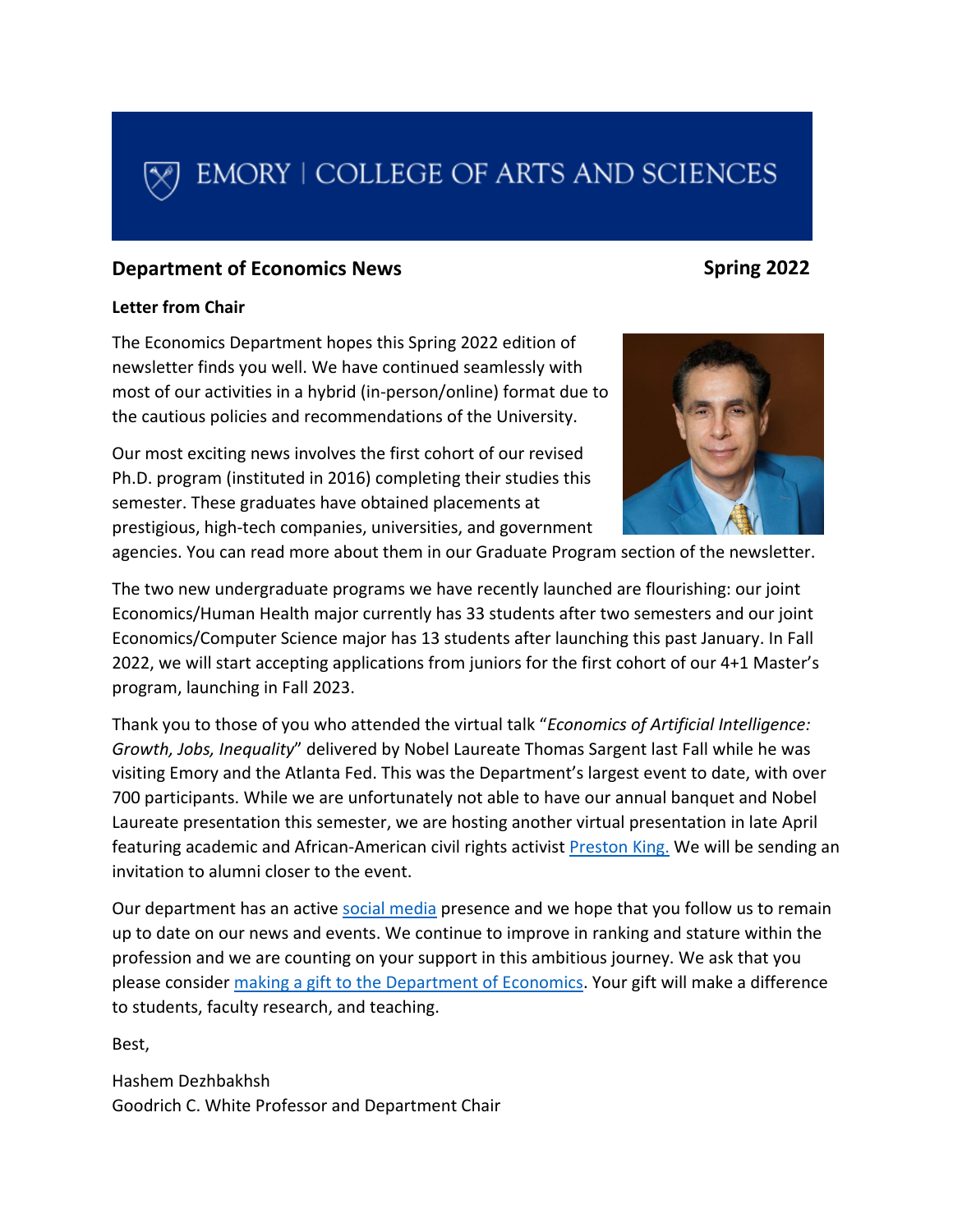EMORY | COLLEGE OF ARTS AND SCIENCES

## Department of Economics News — Spring 2022

### Letter from Chair

The Economics Department hopes this Spring 2022 edition of newsletter finds you well. We have continued seamlessly with most of our activities in a hybrid (in-person/online) format due to the cautious policies and recommendations of the University.

Our most exciting news involves the first cohort of our revised Ph.D. program (instituted in 2016) completing their studies this semester. These graduates have obtained placements at prestigious, high-tech companies, universities, and government agencies. You can read more about them in our Graduate Program section of the newsletter.

The two new undergraduate programs we have recently launched are flourishing: our joint Economics/Human Health major currently has 33 students after two semesters and our joint Economics/Computer Science major has 13 students after launching this past January. In Fall 2022, we will start accepting applications from juniors for the first cohort of our 4+1 Master's program, launching in Fall 2023.

Thank you to those of you who attended the virtual talk "*Economics of Artificial Intelligence: Growth, Jobs, Inequality*" delivered by Nobel Laureate Thomas Sargent last Fall while he was visiting Emory and the Atlanta Fed. This was the Department's largest event to date, with over 700 participants. While we are unfortunately not able to have our annual banquet and Nobel Laureate presentation this semester, we are hosting another virtual presentation in late April featuring academic and African-American civil rights activist Preston King. We will be sending an invitation to alumni closer to the event.

Our department has an active social media presence and we hope that you follow us to remain up to date on our news and events. We continue to improve in ranking and stature within the profession and we are counting on your support in this ambitious journey. We ask that you please consider making a gift to the Department of Economics. Your gift will make a difference to students, faculty research, and teaching.

Best,

Hashem Dezhbakhsh
Goodrich C. White Professor and Department Chair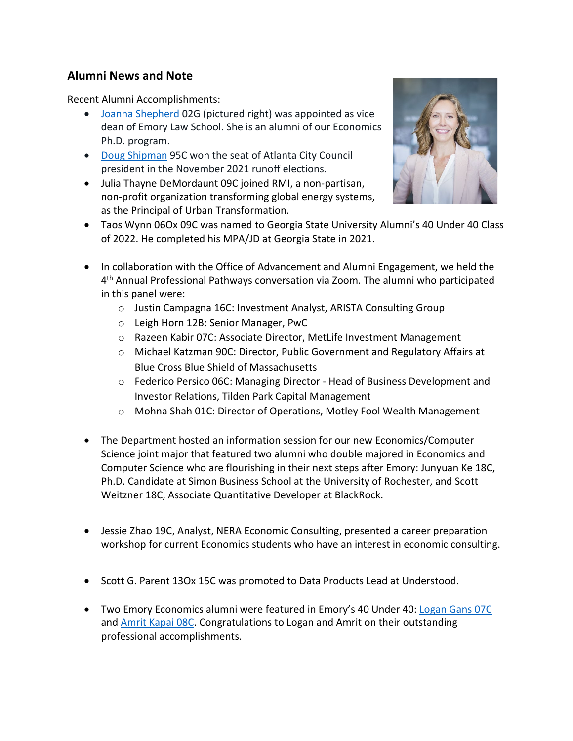## Alumni News and Note

Recent Alumni Accomplishments:

- Joanna Shepherd 02G (pictured right) was appointed as vice dean of Emory Law School. She is an alumni of our Economics Ph.D. program.
- Doug Shipman 95C won the seat of Atlanta City Council president in the November 2021 runoff elections.
- Julia Thayne DeMordaunt 09C joined RMI, a non-partisan, non-profit organization transforming global energy systems, as the Principal of Urban Transformation.
- Taos Wynn 06Ox 09C was named to Georgia State University Alumni's 40 Under 40 Class of 2022. He completed his MPA/JD at Georgia State in 2021.

- In collaboration with the Office of Advancement and Alumni Engagement, we held the 4th Annual Professional Pathways conversation via Zoom. The alumni who participated in this panel were:
  - Justin Campagna 16C: Investment Analyst, ARISTA Consulting Group
  - Leigh Horn 12B: Senior Manager, PwC
  - Razeen Kabir 07C: Associate Director, MetLife Investment Management
  - Michael Katzman 90C: Director, Public Government and Regulatory Affairs at Blue Cross Blue Shield of Massachusetts
  - Federico Persico 06C: Managing Director - Head of Business Development and Investor Relations, Tilden Park Capital Management
  - Mohna Shah 01C: Director of Operations, Motley Fool Wealth Management

- The Department hosted an information session for our new Economics/Computer Science joint major that featured two alumni who double majored in Economics and Computer Science who are flourishing in their next steps after Emory: Junyuan Ke 18C, Ph.D. Candidate at Simon Business School at the University of Rochester, and Scott Weitzner 18C, Associate Quantitative Developer at BlackRock.

- Jessie Zhao 19C, Analyst, NERA Economic Consulting, presented a career preparation workshop for current Economics students who have an interest in economic consulting.

- Scott G. Parent 13Ox 15C was promoted to Data Products Lead at Understood.

- Two Emory Economics alumni were featured in Emory's 40 Under 40: Logan Gans 07C and Amrit Kapai 08C. Congratulations to Logan and Amrit on their outstanding professional accomplishments.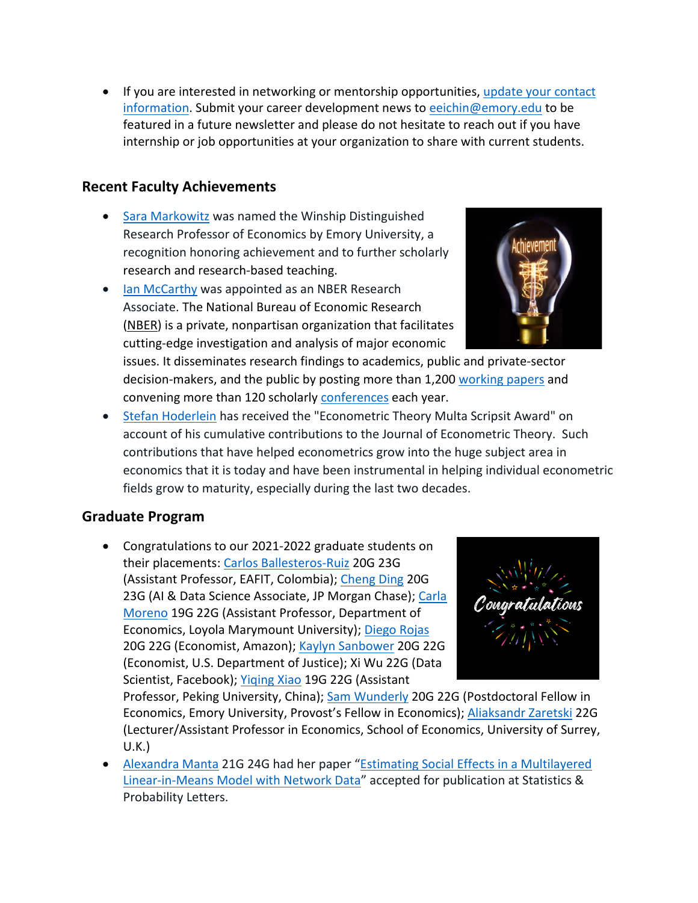- If you are interested in networking or mentorship opportunities, update your contact information. Submit your career development news to eeichin@emory.edu to be featured in a future newsletter and please do not hesitate to reach out if you have internship or job opportunities at your organization to share with current students.

## Recent Faculty Achievements

- Sara Markowitz was named the Winship Distinguished Research Professor of Economics by Emory University, a recognition honoring achievement and to further scholarly research and research-based teaching.
- Ian McCarthy was appointed as an NBER Research Associate. The National Bureau of Economic Research (NBER) is a private, nonpartisan organization that facilitates cutting-edge investigation and analysis of major economic issues. It disseminates research findings to academics, public and private-sector decision-makers, and the public by posting more than 1,200 working papers and convening more than 120 scholarly conferences each year.
- Stefan Hoderlein has received the "Econometric Theory Multa Scripsit Award" on account of his cumulative contributions to the Journal of Econometric Theory. Such contributions that have helped econometrics grow into the huge subject area in economics that it is today and have been instrumental in helping individual econometric fields grow to maturity, especially during the last two decades.

## Graduate Program

- Congratulations to our 2021-2022 graduate students on their placements: Carlos Ballesteros-Ruiz 20G 23G (Assistant Professor, EAFIT, Colombia); Cheng Ding 20G 23G (AI & Data Science Associate, JP Morgan Chase); Carla Moreno 19G 22G (Assistant Professor, Department of Economics, Loyola Marymount University); Diego Rojas 20G 22G (Economist, Amazon); Kaylyn Sanbower 20G 22G (Economist, U.S. Department of Justice); Xi Wu 22G (Data Scientist, Facebook); Yiqing Xiao 19G 22G (Assistant Professor, Peking University, China); Sam Wunderly 20G 22G (Postdoctoral Fellow in Economics, Emory University, Provost's Fellow in Economics); Aliaksandr Zaretski 22G (Lecturer/Assistant Professor in Economics, School of Economics, University of Surrey, U.K.)
- Alexandra Manta 21G 24G had her paper "Estimating Social Effects in a Multilayered Linear-in-Means Model with Network Data" accepted for publication at Statistics & Probability Letters.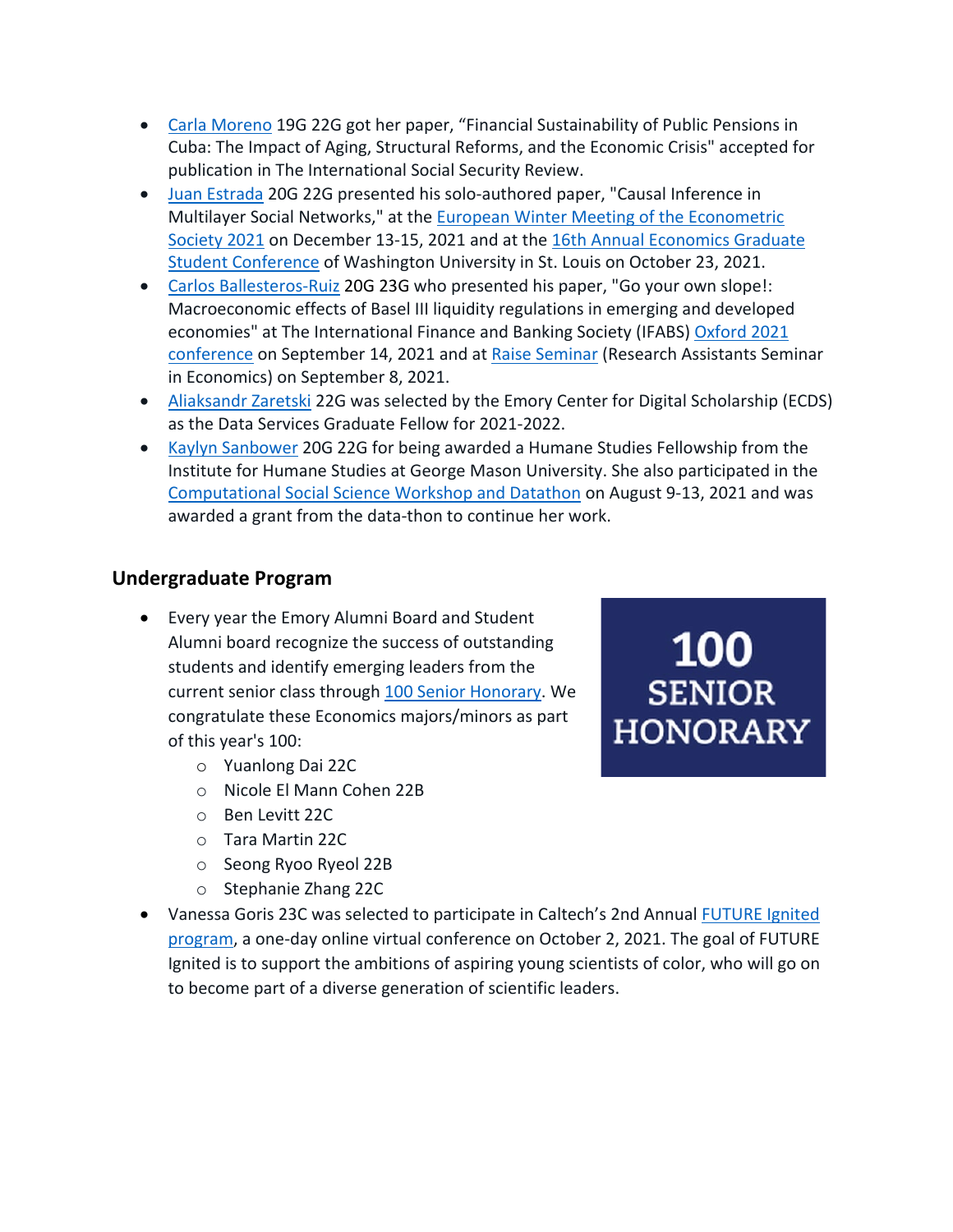- Carla Moreno 19G 22G got her paper, “Financial Sustainability of Public Pensions in Cuba: The Impact of Aging, Structural Reforms, and the Economic Crisis" accepted for publication in The International Social Security Review.
- Juan Estrada 20G 22G presented his solo-authored paper, "Causal Inference in Multilayer Social Networks," at the European Winter Meeting of the Econometric Society 2021 on December 13-15, 2021 and at the 16th Annual Economics Graduate Student Conference of Washington University in St. Louis on October 23, 2021.
- Carlos Ballesteros-Ruiz 20G 23G who presented his paper, "Go your own slope!: Macroeconomic effects of Basel III liquidity regulations in emerging and developed economies" at The International Finance and Banking Society (IFABS) Oxford 2021 conference on September 14, 2021 and at Raise Seminar (Research Assistants Seminar in Economics) on September 8, 2021.
- Aliaksandr Zaretski 22G was selected by the Emory Center for Digital Scholarship (ECDS) as the Data Services Graduate Fellow for 2021-2022.
- Kaylyn Sanbower 20G 22G for being awarded a Humane Studies Fellowship from the Institute for Humane Studies at George Mason University. She also participated in the Computational Social Science Workshop and Datathon on August 9-13, 2021 and was awarded a grant from the data-thon to continue her work.

## Undergraduate Program

- Every year the Emory Alumni Board and Student Alumni board recognize the success of outstanding students and identify emerging leaders from the current senior class through 100 Senior Honorary. We congratulate these Economics majors/minors as part of this year's 100:
  - Yuanlong Dai 22C
  - Nicole El Mann Cohen 22B
  - Ben Levitt 22C
  - Tara Martin 22C
  - Seong Ryoo Ryeol 22B
  - Stephanie Zhang 22C

100 SENIOR HONORARY

- Vanessa Goris 23C was selected to participate in Caltech’s 2nd Annual FUTURE Ignited program, a one-day online virtual conference on October 2, 2021. The goal of FUTURE Ignited is to support the ambitions of aspiring young scientists of color, who will go on to become part of a diverse generation of scientific leaders.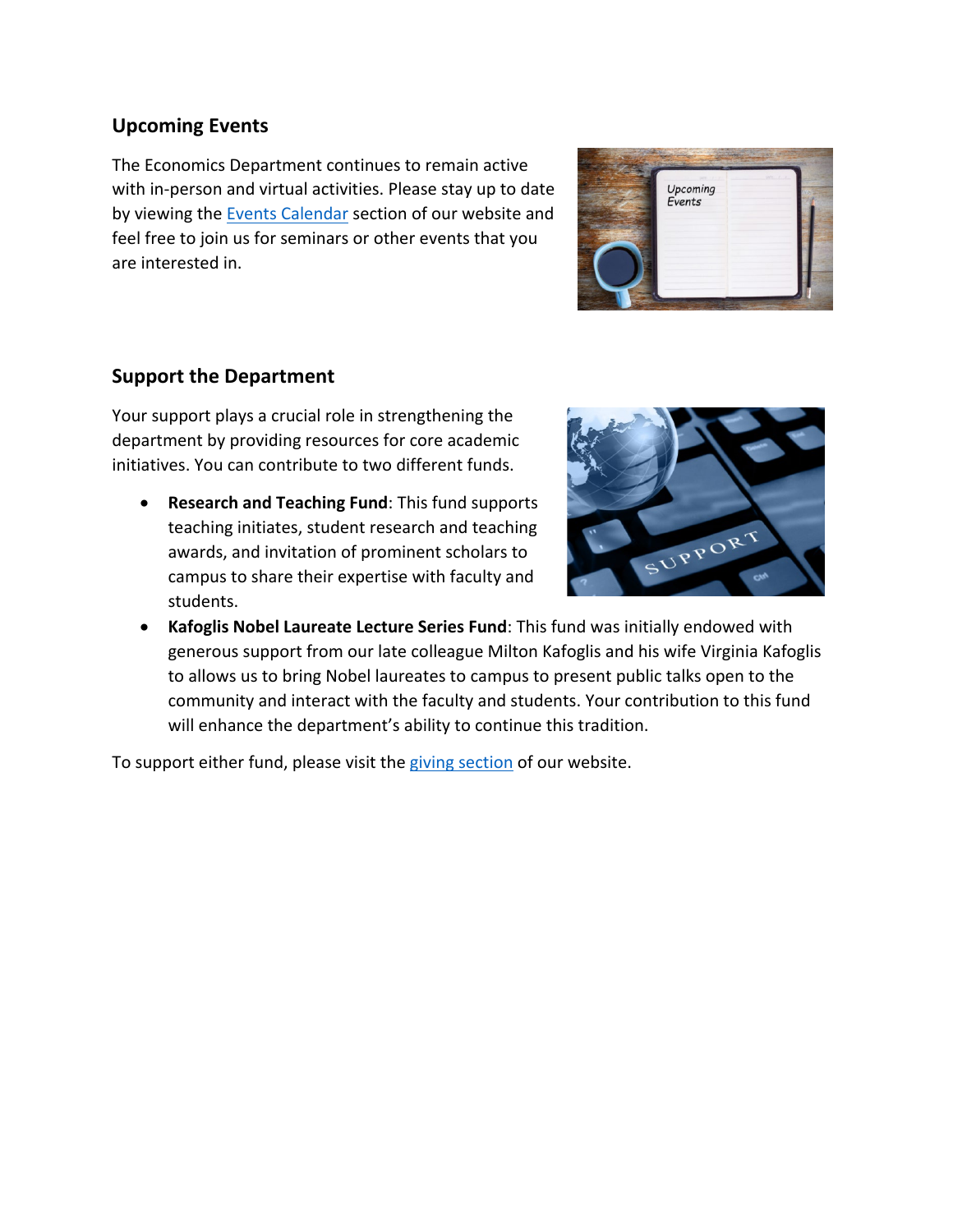## Upcoming Events

The Economics Department continues to remain active with in-person and virtual activities. Please stay up to date by viewing the Events Calendar section of our website and feel free to join us for seminars or other events that you are interested in.

## Support the Department

Your support plays a crucial role in strengthening the department by providing resources for core academic initiatives. You can contribute to two different funds.

- **Research and Teaching Fund**: This fund supports teaching initiates, student research and teaching awards, and invitation of prominent scholars to campus to share their expertise with faculty and students.
- **Kafoglis Nobel Laureate Lecture Series Fund**: This fund was initially endowed with generous support from our late colleague Milton Kafoglis and his wife Virginia Kafoglis to allows us to bring Nobel laureates to campus to present public talks open to the community and interact with the faculty and students. Your contribution to this fund will enhance the department's ability to continue this tradition.

To support either fund, please visit the giving section of our website.